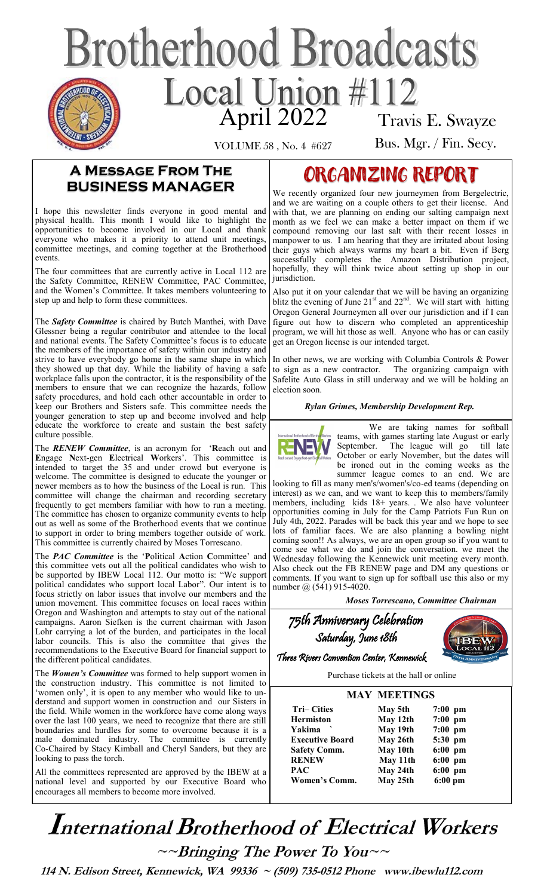# Brotherhood Broadcasts

## Local Union #112

April 2022

VOLUME 58 , No. 4 #627

Travis E. Swayze

Bus. Mgr. / Fin. Secy.

## A Message From The Business Manager

I hope this newsletter finds everyone in good mental and physical health. This month I would like to highlight the opportunities to become involved in our Local and thank everyone who makes it a priority to attend unit meetings, committee meetings, and coming together at the Brotherhood events.

The four committees that are currently active in Local 112 are the Safety Committee, RENEW Committee, PAC Committee, and the Women's Committee. It takes members volunteering to step up and help to form these committees.

The ***Safety Committee*** is chaired by Butch Manthei, with Dave Glessner being a regular contributor and attendee to the local and national events. The Safety Committee's focus is to educate the members of the importance of safety within our industry and strive to have everybody go home in the same shape in which they showed up that day. While the liability of having a safe workplace falls upon the contractor, it is the responsibility of the members to ensure that we can recognize the hazards, follow safety procedures, and hold each other accountable in order to keep our Brothers and Sisters safe. This committee needs the younger generation to step up and become involved and help educate the workforce to create and sustain the best safety culture possible.

The ***RENEW Committee***, is an acronym for '**R**each out and **E**ngage **N**ext-gen **E**lectrical **W**orkers'. This committee is intended to target the 35 and under crowd but everyone is welcome. The committee is designed to educate the younger or newer members as to how the business of the Local is run. This committee will change the chairman and recording secretary frequently to get members familiar with how to run a meeting. The committee has chosen to organize community events to help out as well as some of the Brotherhood events that we continue to support in order to bring members together outside of work. This committee is currently chaired by Moses Torrescano.

The ***PAC Committee*** is the '**P**olitical **A**ction **C**ommittee' and this committee vets out all the political candidates who wish to be supported by IBEW Local 112. Our motto is: "We support political candidates who support local Labor". Our intent is to focus strictly on labor issues that involve our members and the union movement. This committee focuses on local races within Oregon and Washington and attempts to stay out of the national campaigns. Aaron Siefken is the current chairman with Jason Lohr carrying a lot of the burden, and participates in the local labor councils. This is also the committee that gives the recommendations to the Executive Board for financial support to the different political candidates.

The ***Women's Committee*** was formed to help support women in the construction industry. This committee is not limited to 'women only', it is open to any member who would like to understand and support women in construction and our Sisters in the field. While women in the workforce have come along ways over the last 100 years, we need to recognize that there are still boundaries and hurdles for some to overcome because it is a male dominated industry. The committee is currently Co-Chaired by Stacy Kimball and Cheryl Sanders, but they are looking to pass the torch.

All the committees represented are approved by the IBEW at a national level and supported by our Executive Board who encourages all members to become more involved.

## ORGANIZING REPORT

We recently organized four new journeymen from Bergelectric, and we are waiting on a couple others to get their license. And with that, we are planning on ending our salting campaign next month as we feel we can make a better impact on them if we compound removing our last salt with their recent losses in manpower to us. I am hearing that they are irritated about losing their guys which always warms my heart a bit. Even if Berg successfully completes the Amazon Distribution project, hopefully, they will think twice about setting up shop in our jurisdiction.

Also put it on your calendar that we will be having an organizing blitz the evening of June 21st and 22nd. We will start with hitting Oregon General Journeymen all over our jurisdiction and if I can figure out how to discern who completed an apprenticeship program, we will hit those as well. Anyone who has or can easily get an Oregon license is our intended target.

In other news, we are working with Columbia Controls & Power to sign as a new contractor. The organizing campaign with Safelite Auto Glass in still underway and we will be holding an election soon.

***Rylan Grimes, Membership Development Rep.***

We are taking names for softball teams, with games starting late August or early September. The league will go till late October or early November, but the dates will be ironed out in the coming weeks as the summer league comes to an end. We are looking to fill as many men's/women's/co-ed teams (depending on interest) as we can, and we want to keep this to members/family members, including kids 18+ years. . We also have volunteer opportunities coming in July for the Camp Patriots Fun Run on July 4th, 2022. Parades will be back this year and we hope to see lots of familiar faces. We are also planning a bowling night coming soon!! As always, we are an open group so if you want to come see what we do and join the conversation. we meet the Wednesday following the Kennewick unit meeting every month. Also check out the FB RENEW page and DM any questions or comments. If you want to sign up for softball use this also or my number @ (541) 915-4020.

***Moses Torrescano, Committee Chairman***

### 75th Anniversary Celebration
### Saturday, June 18th
### Three Rivers Convention Center, Kennewick

Purchase tickets at the hall or online

### MAY MEETINGS

| | | |
|---|---|---|
| Tri– Cities | May 5th | 7:00 pm |
| Hermiston | May 12th | 7:00 pm |
| Yakima | May 19th | 7:00 pm |
| Executive Board | May 26th | 5:30 pm |
| Safety Comm. | May 10th | 6:00 pm |
| RENEW | May 11th | 6:00 pm |
| PAC | May 24th | 6:00 pm |
| Women's Comm. | May 25th | 6:00 pm |

# International Brotherhood of Electrical Workers

**~~Bringing The Power To You~~**

**114 N. Edison Street, Kennewick, WA 99336 ~ (509) 735-0512 Phone www.ibewlu112.com**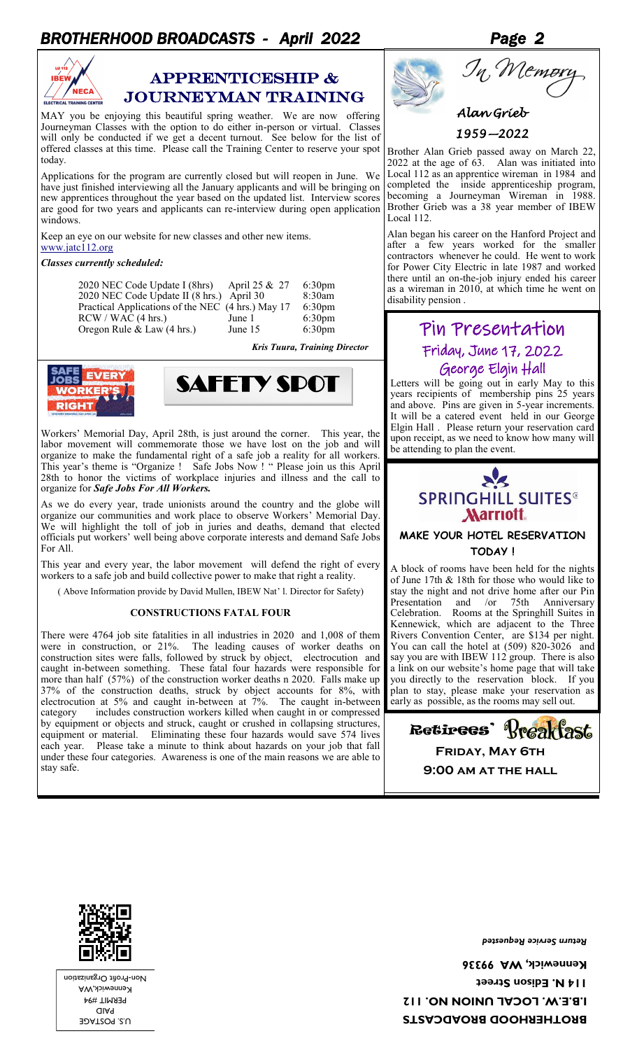## APPRENTICESHIP & JOURNEYMAN TRAINING

MAY you be enjoying this beautiful spring weather. We are now offering Journeyman Classes with the option to do either in-person or virtual. Classes will only be conducted if we get a decent turnout. See below for the list of offered classes at this time. Please call the Training Center to reserve your spot today.

Applications for the program are currently closed but will reopen in June. We have just finished interviewing all the January applicants and will be bringing on new apprentices throughout the year based on the updated list. Interview scores are good for two years and applicants can re-interview during open application windows.

Keep an eye on our website for new classes and other new items. www.jatc112.org

***Classes currently scheduled:***

| | | |
|---|---|---|
| 2020 NEC Code Update I (8hrs) | April 25 & 27 | 6:30pm |
| 2020 NEC Code Update II (8 hrs.) | April 30 | 8:30am |
| Practical Applications of the NEC (4 hrs.) | May 17 | 6:30pm |
| RCW / WAC (4 hrs.) | June 1 | 6:30pm |
| Oregon Rule & Law (4 hrs.) | June 15 | 6:30pm |

***Kris Tuura, Training Director***

## SAFETY SPOT

Workers' Memorial Day, April 28th, is just around the corner. This year, the labor movement will commemorate those we have lost on the job and will organize to make the fundamental right of a safe job a reality for all workers. This year's theme is "Organize ! Safe Jobs Now ! " Please join us this April 28th to honor the victims of workplace injuries and illness and the call to organize for ***Safe Jobs For All Workers.***

As we do every year, trade unionists around the country and the globe will organize our communities and work place to observe Workers' Memorial Day. We will highlight the toll of job in juries and deaths, demand that elected officials put workers' well being above corporate interests and demand Safe Jobs For All.

This year and every year, the labor movement will defend the right of every workers to a safe job and build collective power to make that right a reality.

( Above Information provide by David Mullen, IBEW Nat' l. Director for Safety)

### CONSTRUCTIONS FATAL FOUR

There were 4764 job site fatalities in all industries in 2020 and 1,008 of them were in construction, or 21%. The leading causes of worker deaths on construction sites were falls, followed by struck by object, electrocution and caught in-between something. These fatal four hazards were responsible for more than half (57%) of the construction worker deaths n 2020. Falls make up 37% of the construction deaths, struck by object accounts for 8%, with electrocution at 5% and caught in-between at 7%. The caught in-between category includes construction workers killed when caught in or compressed by equipment or objects and struck, caught or crushed in collapsing structures, equipment or material. Eliminating these four hazards would save 574 lives each year. Please take a minute to think about hazards on your job that fall under these four categories. Awareness is one of the main reasons we are able to stay safe.

## In Memory

### *Alan Grieb*

### *1959—2022*

Brother Alan Grieb passed away on March 22, 2022 at the age of 63. Alan was initiated into Local 112 as an apprentice wireman in 1984 and completed the inside apprenticeship program, becoming a Journeyman Wireman in 1988. Brother Grieb was a 38 year member of IBEW Local 112.

Alan began his career on the Hanford Project and after a few years worked for the smaller contractors whenever he could. He went to work for Power City Electric in late 1987 and worked there until an on-the-job injury ended his career as a wireman in 2010, at which time he went on disability pension .

## Pin Presentation

### Friday, June 17, 2022

### George Elgin Hall

Letters will be going out in early May to this years recipients of membership pins 25 years and above. Pins are given in 5-year increments. It will be a catered event held in our George Elgin Hall . Please return your reservation card upon receipt, as we need to know how many will be attending to plan the event.

SPRINGHILL SUITES® Marriott.

### MAKE YOUR HOTEL RESERVATION TODAY !

A block of rooms have been held for the nights of June 17th & 18th for those who would like to stay the night and not drive home after our Pin Presentation and /or 75th Anniversary Celebration. Rooms at the Springhill Suites in Kennewick, which are adjacent to the Three Rivers Convention Center, are $134 per night. You can call the hotel at (509) 820-3026 and say you are with IBEW 112 group. There is also a link on our website's home page that will take you directly to the reservation block. If you plan to stay, please make your reservation as early as possible, as the rooms may sell out.

## Retirees' Breakfast

**Friday, May 6th**

**9:00 am at the hall**

**BROTHERHOOD BROADCASTS**
**I.B.E.W. LOCAL UNION NO. 112**
**114 N. Edison Street**
**Kennewick, WA 99336**

*Return Service Requested*

U.S. POSTAGE
PAID
PERMIT #94
Kennewick,WA
Non-Profit Organization